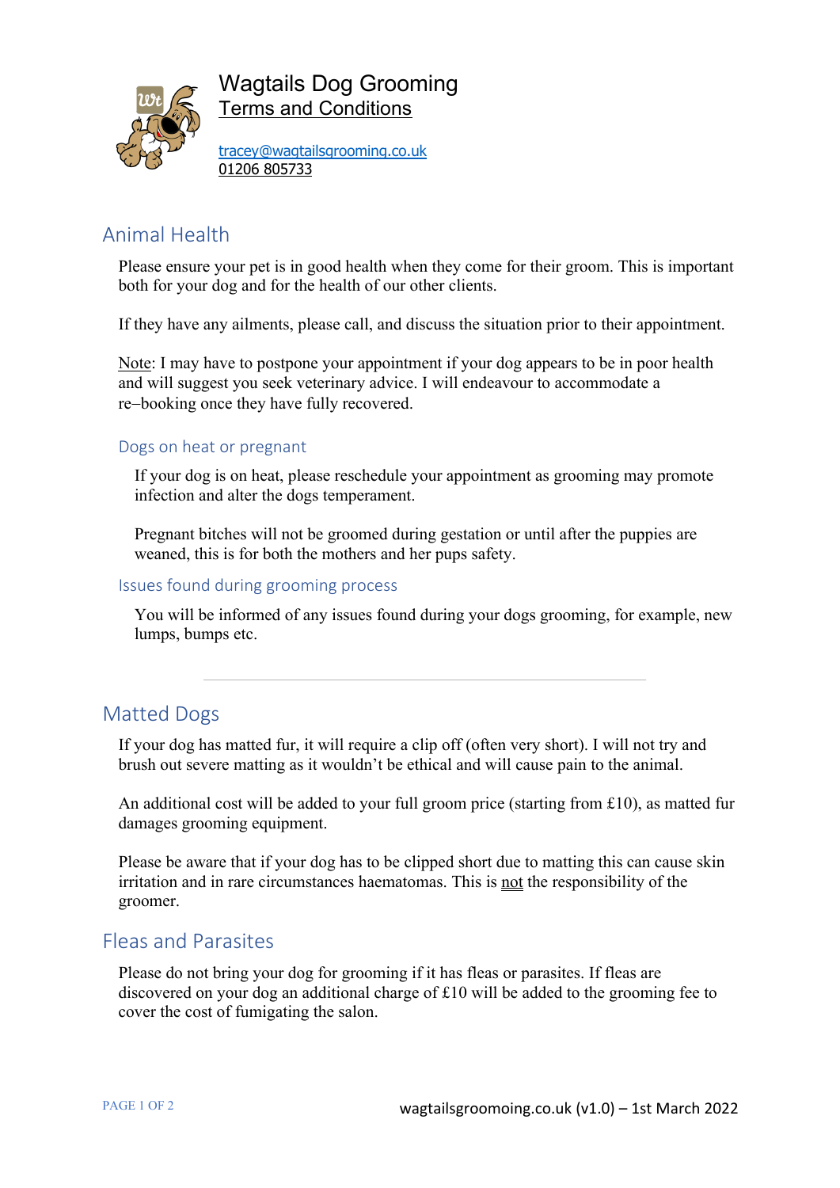# Wagtails Dog Grooming

## Terms and Conditions

tracey@wagtailsgrooming.co.uk
01206 805733

## Animal Health

Please ensure your pet is in good health when they come for their groom. This is important both for your dog and for the health of our other clients.

If they have any ailments, please call, and discuss the situation prior to their appointment.

Note: I may have to postpone your appointment if your dog appears to be in poor health and will suggest you seek veterinary advice. I will endeavour to accommodate a re–booking once they have fully recovered.

### Dogs on heat or pregnant

If your dog is on heat, please reschedule your appointment as grooming may promote infection and alter the dogs temperament.

Pregnant bitches will not be groomed during gestation or until after the puppies are weaned, this is for both the mothers and her pups safety.

### Issues found during grooming process

You will be informed of any issues found during your dogs grooming, for example, new lumps, bumps etc.

---

## Matted Dogs

If your dog has matted fur, it will require a clip off (often very short). I will not try and brush out severe matting as it wouldn't be ethical and will cause pain to the animal.

An additional cost will be added to your full groom price (starting from £10), as matted fur damages grooming equipment.

Please be aware that if your dog has to be clipped short due to matting this can cause skin irritation and in rare circumstances haematomas. This is not the responsibility of the groomer.

## Fleas and Parasites

Please do not bring your dog for grooming if it has fleas or parasites. If fleas are discovered on your dog an additional charge of £10 will be added to the grooming fee to cover the cost of fumigating the salon.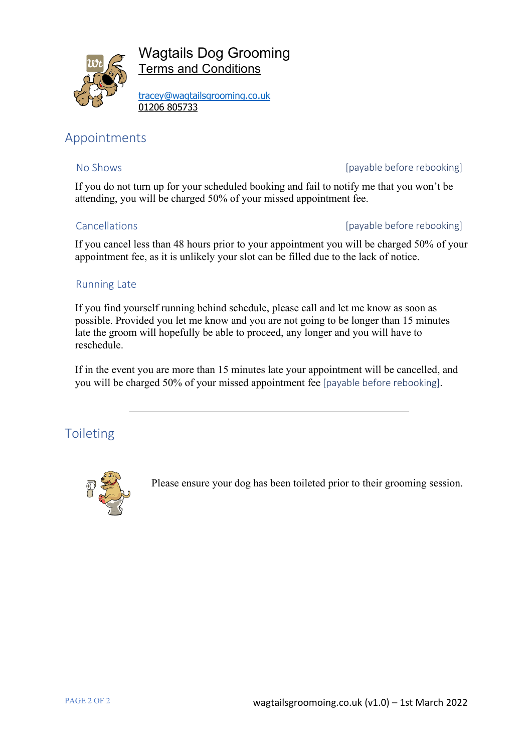# Wagtails Dog Grooming

## Terms and Conditions

tracey@wagtailsgrooming.co.uk
01206 805733

## Appointments

### No Shows

[payable before rebooking]

If you do not turn up for your scheduled booking and fail to notify me that you won't be attending, you will be charged 50% of your missed appointment fee.

### Cancellations

[payable before rebooking]

If you cancel less than 48 hours prior to your appointment you will be charged 50% of your appointment fee, as it is unlikely your slot can be filled due to the lack of notice.

### Running Late

If you find yourself running behind schedule, please call and let me know as soon as possible. Provided you let me know and you are not going to be longer than 15 minutes late the groom will hopefully be able to proceed, any longer and you will have to reschedule.

If in the event you are more than 15 minutes late your appointment will be cancelled, and you will be charged 50% of your missed appointment fee [payable before rebooking].

---

## Toileting

Please ensure your dog has been toileted prior to their grooming session.

wagtailsgroomoing.co.uk (v1.0) – 1st March 2022